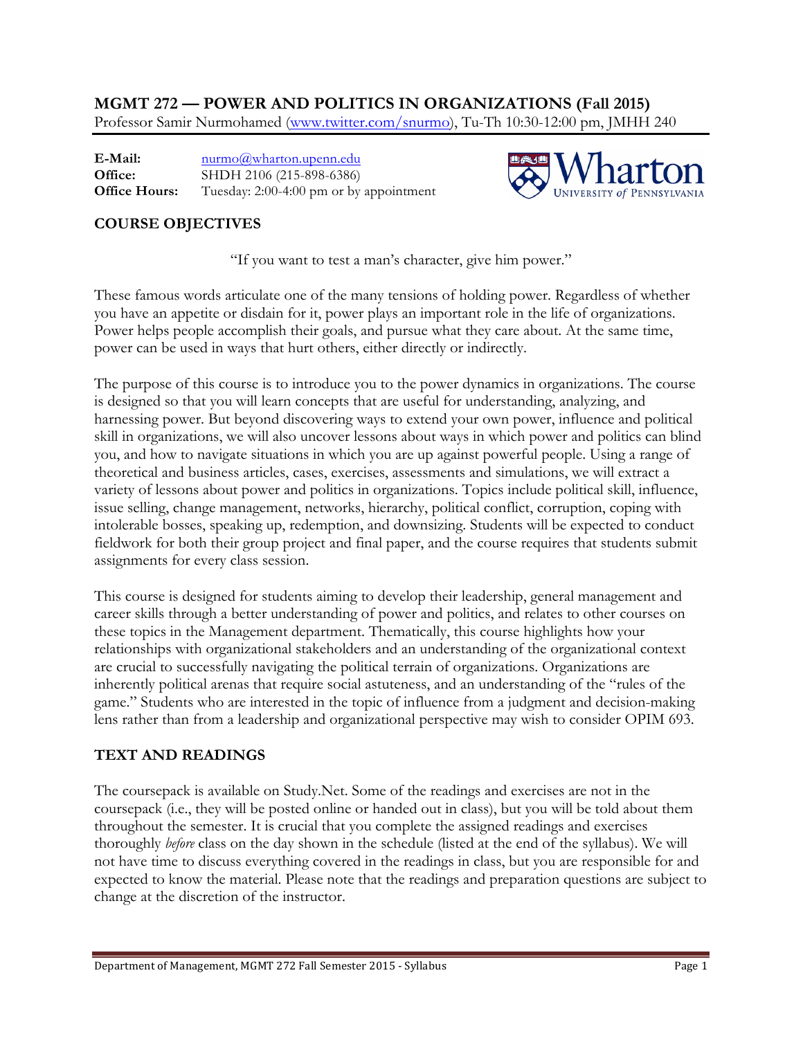# MGMT 272 — POWER AND POLITICS IN ORGANIZATIONS (Fall 2015)

Professor Samir Nurmohamed (www.twitter.com/snurmo), Tu-Th 10:30-12:00 pm, JMHH 240

**E-Mail:** nurmo@wharton.upenn.edu
**Office:** SHDH 2106 (215-898-6386)
**Office Hours:** Tuesday: 2:00-4:00 pm or by appointment

## COURSE OBJECTIVES

"If you want to test a man's character, give him power."

These famous words articulate one of the many tensions of holding power. Regardless of whether you have an appetite or disdain for it, power plays an important role in the life of organizations. Power helps people accomplish their goals, and pursue what they care about. At the same time, power can be used in ways that hurt others, either directly or indirectly.

The purpose of this course is to introduce you to the power dynamics in organizations. The course is designed so that you will learn concepts that are useful for understanding, analyzing, and harnessing power. But beyond discovering ways to extend your own power, influence and political skill in organizations, we will also uncover lessons about ways in which power and politics can blind you, and how to navigate situations in which you are up against powerful people. Using a range of theoretical and business articles, cases, exercises, assessments and simulations, we will extract a variety of lessons about power and politics in organizations. Topics include political skill, influence, issue selling, change management, networks, hierarchy, political conflict, corruption, coping with intolerable bosses, speaking up, redemption, and downsizing. Students will be expected to conduct fieldwork for both their group project and final paper, and the course requires that students submit assignments for every class session.

This course is designed for students aiming to develop their leadership, general management and career skills through a better understanding of power and politics, and relates to other courses on these topics in the Management department. Thematically, this course highlights how your relationships with organizational stakeholders and an understanding of the organizational context are crucial to successfully navigating the political terrain of organizations. Organizations are inherently political arenas that require social astuteness, and an understanding of the "rules of the game." Students who are interested in the topic of influence from a judgment and decision-making lens rather than from a leadership and organizational perspective may wish to consider OPIM 693.

## TEXT AND READINGS

The coursepack is available on Study.Net. Some of the readings and exercises are not in the coursepack (i.e., they will be posted online or handed out in class), but you will be told about them throughout the semester. It is crucial that you complete the assigned readings and exercises thoroughly *before* class on the day shown in the schedule (listed at the end of the syllabus). We will not have time to discuss everything covered in the readings in class, but you are responsible for and expected to know the material. Please note that the readings and preparation questions are subject to change at the discretion of the instructor.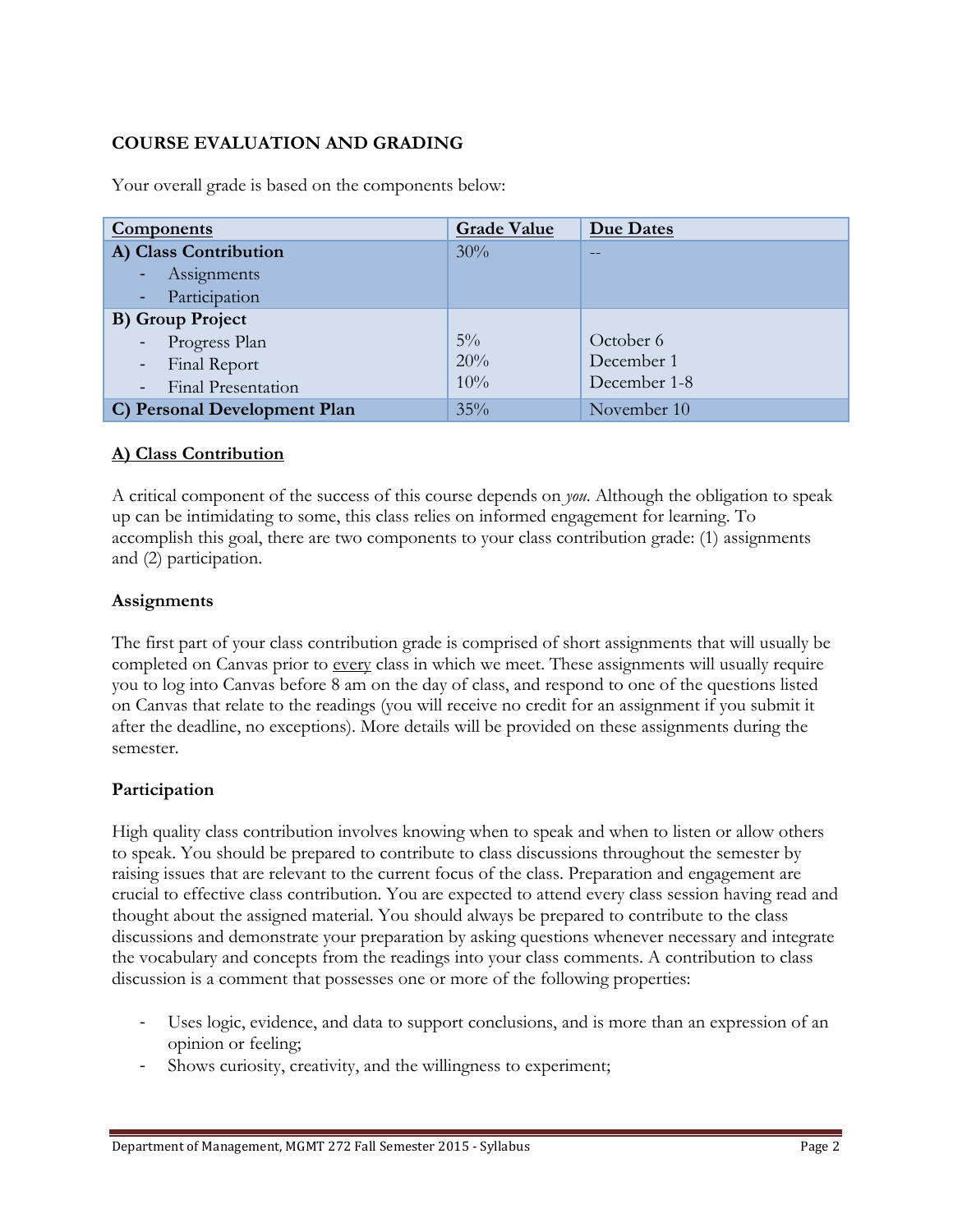**COURSE EVALUATION AND GRADING**

Your overall grade is based on the components below:

| Components | Grade Value | Due Dates |
|---|---|---|
| **A) Class Contribution** | 30% | -- |
| - Assignments | | |
| - Participation | | |
| **B) Group Project** | | |
| - Progress Plan | 5% | October 6 |
| - Final Report | 20% | December 1 |
| - Final Presentation | 10% | December 1-8 |
| **C) Personal Development Plan** | 35% | November 10 |

### A) Class Contribution

A critical component of the success of this course depends on *you*. Although the obligation to speak up can be intimidating to some, this class relies on informed engagement for learning. To accomplish this goal, there are two components to your class contribution grade: (1) assignments and (2) participation.

#### Assignments

The first part of your class contribution grade is comprised of short assignments that will usually be completed on Canvas prior to every class in which we meet. These assignments will usually require you to log into Canvas before 8 am on the day of class, and respond to one of the questions listed on Canvas that relate to the readings (you will receive no credit for an assignment if you submit it after the deadline, no exceptions). More details will be provided on these assignments during the semester.

#### Participation

High quality class contribution involves knowing when to speak and when to listen or allow others to speak. You should be prepared to contribute to class discussions throughout the semester by raising issues that are relevant to the current focus of the class. Preparation and engagement are crucial to effective class contribution. You are expected to attend every class session having read and thought about the assigned material. You should always be prepared to contribute to the class discussions and demonstrate your preparation by asking questions whenever necessary and integrate the vocabulary and concepts from the readings into your class comments. A contribution to class discussion is a comment that possesses one or more of the following properties:

- Uses logic, evidence, and data to support conclusions, and is more than an expression of an opinion or feeling;
- Shows curiosity, creativity, and the willingness to experiment;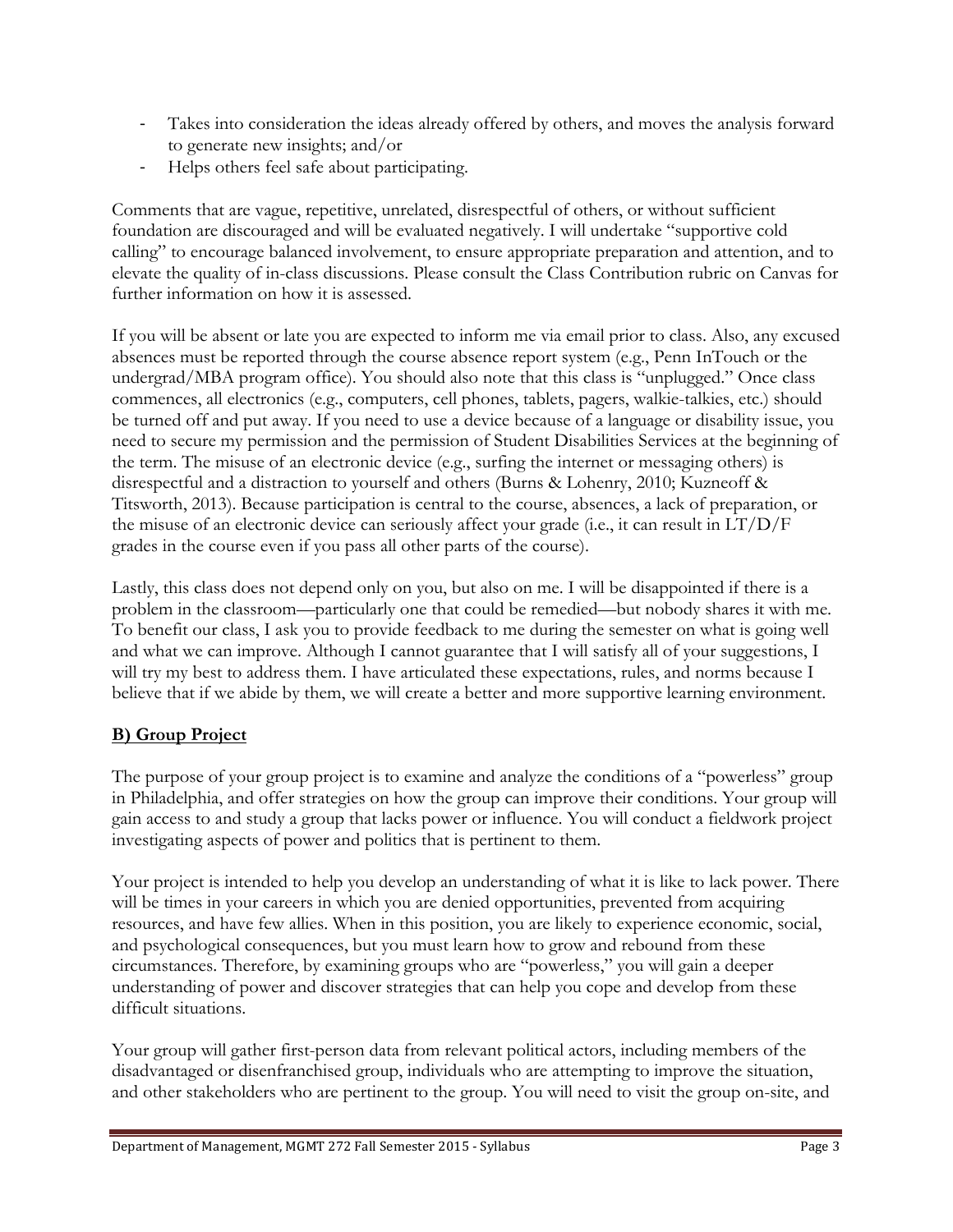- Takes into consideration the ideas already offered by others, and moves the analysis forward to generate new insights; and/or
- Helps others feel safe about participating.

Comments that are vague, repetitive, unrelated, disrespectful of others, or without sufficient foundation are discouraged and will be evaluated negatively. I will undertake "supportive cold calling" to encourage balanced involvement, to ensure appropriate preparation and attention, and to elevate the quality of in-class discussions. Please consult the Class Contribution rubric on Canvas for further information on how it is assessed.

If you will be absent or late you are expected to inform me via email prior to class. Also, any excused absences must be reported through the course absence report system (e.g., Penn InTouch or the undergrad/MBA program office). You should also note that this class is "unplugged." Once class commences, all electronics (e.g., computers, cell phones, tablets, pagers, walkie-talkies, etc.) should be turned off and put away. If you need to use a device because of a language or disability issue, you need to secure my permission and the permission of Student Disabilities Services at the beginning of the term. The misuse of an electronic device (e.g., surfing the internet or messaging others) is disrespectful and a distraction to yourself and others (Burns & Lohenry, 2010; Kuzneoff & Titsworth, 2013). Because participation is central to the course, absences, a lack of preparation, or the misuse of an electronic device can seriously affect your grade (i.e., it can result in LT/D/F grades in the course even if you pass all other parts of the course).

Lastly, this class does not depend only on you, but also on me. I will be disappointed if there is a problem in the classroom—particularly one that could be remedied—but nobody shares it with me. To benefit our class, I ask you to provide feedback to me during the semester on what is going well and what we can improve. Although I cannot guarantee that I will satisfy all of your suggestions, I will try my best to address them. I have articulated these expectations, rules, and norms because I believe that if we abide by them, we will create a better and more supportive learning environment.

## **B) Group Project**

The purpose of your group project is to examine and analyze the conditions of a "powerless" group in Philadelphia, and offer strategies on how the group can improve their conditions. Your group will gain access to and study a group that lacks power or influence. You will conduct a fieldwork project investigating aspects of power and politics that is pertinent to them.

Your project is intended to help you develop an understanding of what it is like to lack power. There will be times in your careers in which you are denied opportunities, prevented from acquiring resources, and have few allies. When in this position, you are likely to experience economic, social, and psychological consequences, but you must learn how to grow and rebound from these circumstances. Therefore, by examining groups who are "powerless," you will gain a deeper understanding of power and discover strategies that can help you cope and develop from these difficult situations.

Your group will gather first-person data from relevant political actors, including members of the disadvantaged or disenfranchised group, individuals who are attempting to improve the situation, and other stakeholders who are pertinent to the group. You will need to visit the group on-site, and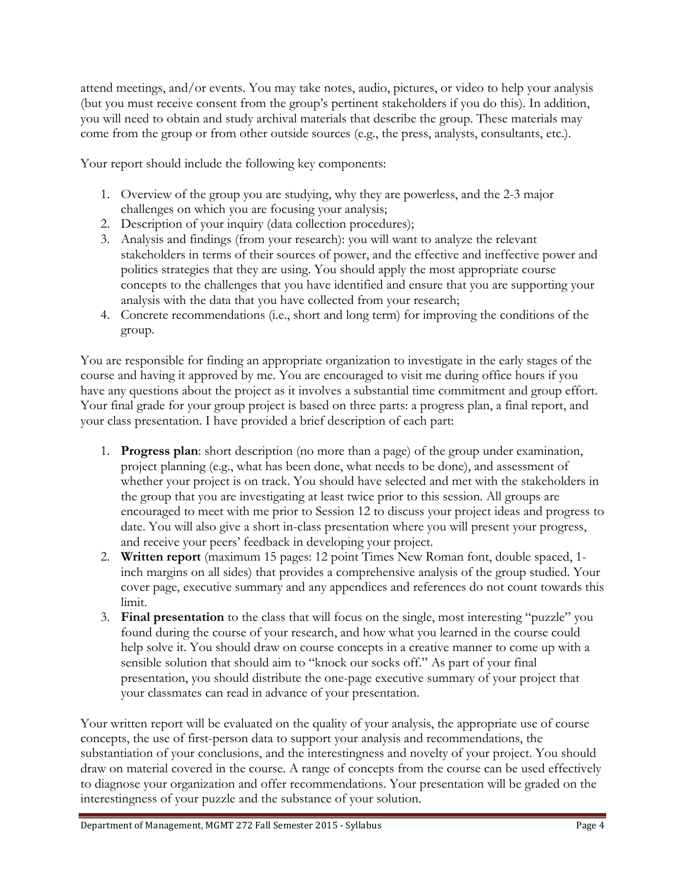attend meetings, and/or events. You may take notes, audio, pictures, or video to help your analysis (but you must receive consent from the group's pertinent stakeholders if you do this). In addition, you will need to obtain and study archival materials that describe the group. These materials may come from the group or from other outside sources (e.g., the press, analysts, consultants, etc.).

Your report should include the following key components:

1. Overview of the group you are studying, why they are powerless, and the 2-3 major challenges on which you are focusing your analysis;
2. Description of your inquiry (data collection procedures);
3. Analysis and findings (from your research): you will want to analyze the relevant stakeholders in terms of their sources of power, and the effective and ineffective power and politics strategies that they are using. You should apply the most appropriate course concepts to the challenges that you have identified and ensure that you are supporting your analysis with the data that you have collected from your research;
4. Concrete recommendations (i.e., short and long term) for improving the conditions of the group.

You are responsible for finding an appropriate organization to investigate in the early stages of the course and having it approved by me. You are encouraged to visit me during office hours if you have any questions about the project as it involves a substantial time commitment and group effort. Your final grade for your group project is based on three parts: a progress plan, a final report, and your class presentation. I have provided a brief description of each part:

1. **Progress plan**: short description (no more than a page) of the group under examination, project planning (e.g., what has been done, what needs to be done), and assessment of whether your project is on track. You should have selected and met with the stakeholders in the group that you are investigating at least twice prior to this session. All groups are encouraged to meet with me prior to Session 12 to discuss your project ideas and progress to date. You will also give a short in-class presentation where you will present your progress, and receive your peers' feedback in developing your project.
2. **Written report** (maximum 15 pages: 12 point Times New Roman font, double spaced, 1-inch margins on all sides) that provides a comprehensive analysis of the group studied. Your cover page, executive summary and any appendices and references do not count towards this limit.
3. **Final presentation** to the class that will focus on the single, most interesting "puzzle" you found during the course of your research, and how what you learned in the course could help solve it. You should draw on course concepts in a creative manner to come up with a sensible solution that should aim to "knock our socks off." As part of your final presentation, you should distribute the one-page executive summary of your project that your classmates can read in advance of your presentation.

Your written report will be evaluated on the quality of your analysis, the appropriate use of course concepts, the use of first-person data to support your analysis and recommendations, the substantiation of your conclusions, and the interestingness and novelty of your project. You should draw on material covered in the course. A range of concepts from the course can be used effectively to diagnose your organization and offer recommendations. Your presentation will be graded on the interestingness of your puzzle and the substance of your solution.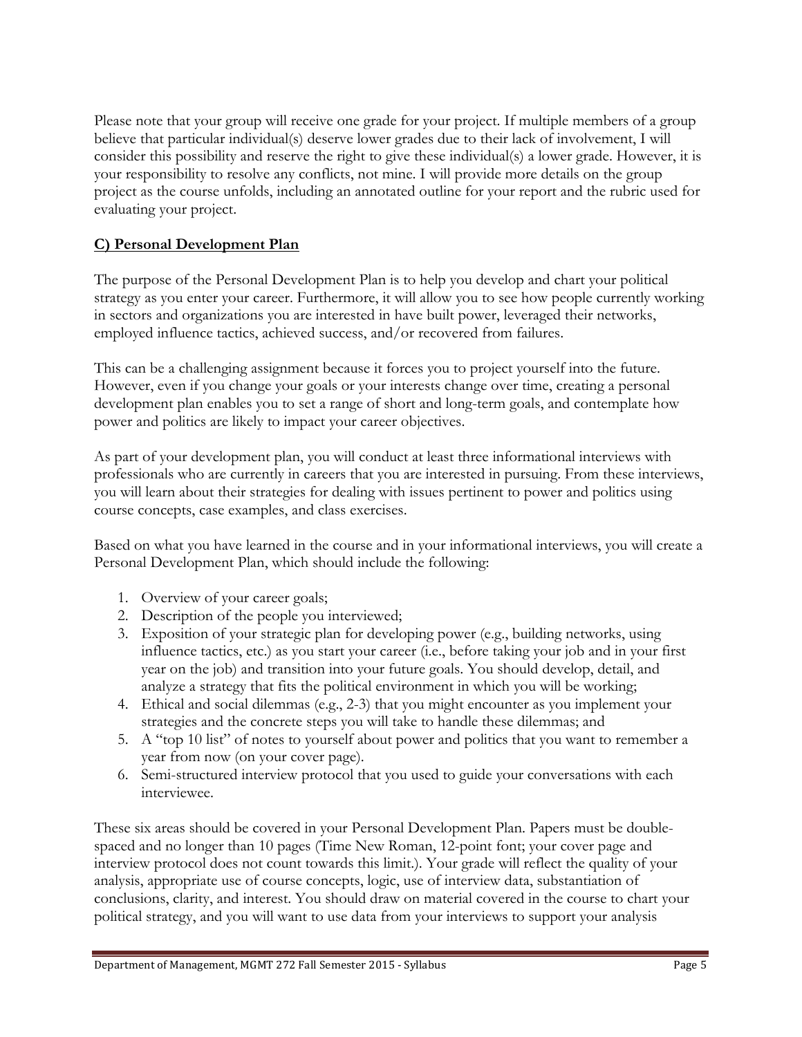Please note that your group will receive one grade for your project. If multiple members of a group believe that particular individual(s) deserve lower grades due to their lack of involvement, I will consider this possibility and reserve the right to give these individual(s) a lower grade. However, it is your responsibility to resolve any conflicts, not mine. I will provide more details on the group project as the course unfolds, including an annotated outline for your report and the rubric used for evaluating your project.

### C) Personal Development Plan

The purpose of the Personal Development Plan is to help you develop and chart your political strategy as you enter your career. Furthermore, it will allow you to see how people currently working in sectors and organizations you are interested in have built power, leveraged their networks, employed influence tactics, achieved success, and/or recovered from failures.

This can be a challenging assignment because it forces you to project yourself into the future. However, even if you change your goals or your interests change over time, creating a personal development plan enables you to set a range of short and long-term goals, and contemplate how power and politics are likely to impact your career objectives.

As part of your development plan, you will conduct at least three informational interviews with professionals who are currently in careers that you are interested in pursuing. From these interviews, you will learn about their strategies for dealing with issues pertinent to power and politics using course concepts, case examples, and class exercises.

Based on what you have learned in the course and in your informational interviews, you will create a Personal Development Plan, which should include the following:

1. Overview of your career goals;
2. Description of the people you interviewed;
3. Exposition of your strategic plan for developing power (e.g., building networks, using influence tactics, etc.) as you start your career (i.e., before taking your job and in your first year on the job) and transition into your future goals. You should develop, detail, and analyze a strategy that fits the political environment in which you will be working;
4. Ethical and social dilemmas (e.g., 2-3) that you might encounter as you implement your strategies and the concrete steps you will take to handle these dilemmas; and
5. A "top 10 list" of notes to yourself about power and politics that you want to remember a year from now (on your cover page).
6. Semi-structured interview protocol that you used to guide your conversations with each interviewee.

These six areas should be covered in your Personal Development Plan. Papers must be double-spaced and no longer than 10 pages (Time New Roman, 12-point font; your cover page and interview protocol does not count towards this limit.). Your grade will reflect the quality of your analysis, appropriate use of course concepts, logic, use of interview data, substantiation of conclusions, clarity, and interest. You should draw on material covered in the course to chart your political strategy, and you will want to use data from your interviews to support your analysis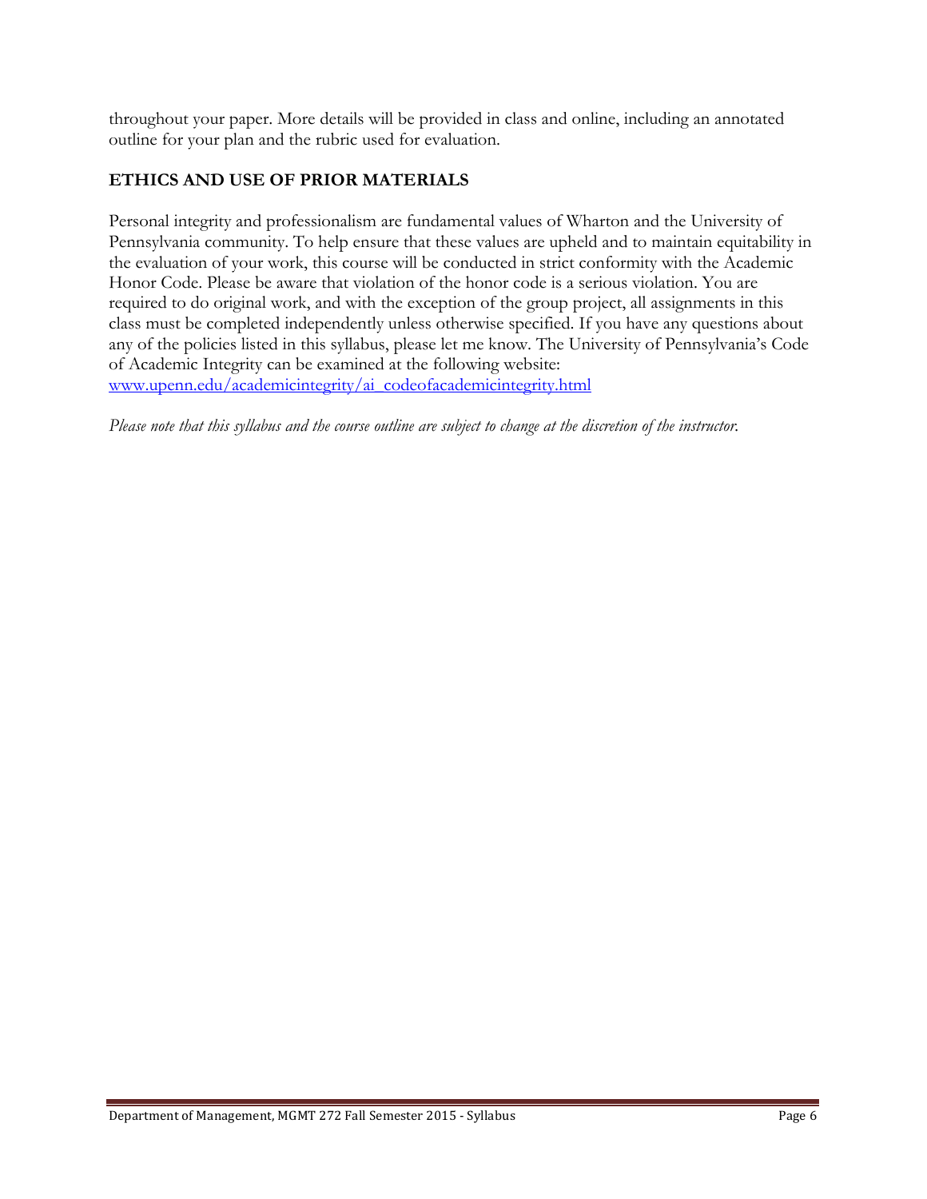throughout your paper. More details will be provided in class and online, including an annotated outline for your plan and the rubric used for evaluation.

## ETHICS AND USE OF PRIOR MATERIALS

Personal integrity and professionalism are fundamental values of Wharton and the University of Pennsylvania community. To help ensure that these values are upheld and to maintain equitability in the evaluation of your work, this course will be conducted in strict conformity with the Academic Honor Code. Please be aware that violation of the honor code is a serious violation. You are required to do original work, and with the exception of the group project, all assignments in this class must be completed independently unless otherwise specified. If you have any questions about any of the policies listed in this syllabus, please let me know. The University of Pennsylvania's Code of Academic Integrity can be examined at the following website: [www.upenn.edu/academicintegrity/ai_codeofacademicintegrity.html](http://www.upenn.edu/academicintegrity/ai_codeofacademicintegrity.html)

*Please note that this syllabus and the course outline are subject to change at the discretion of the instructor.*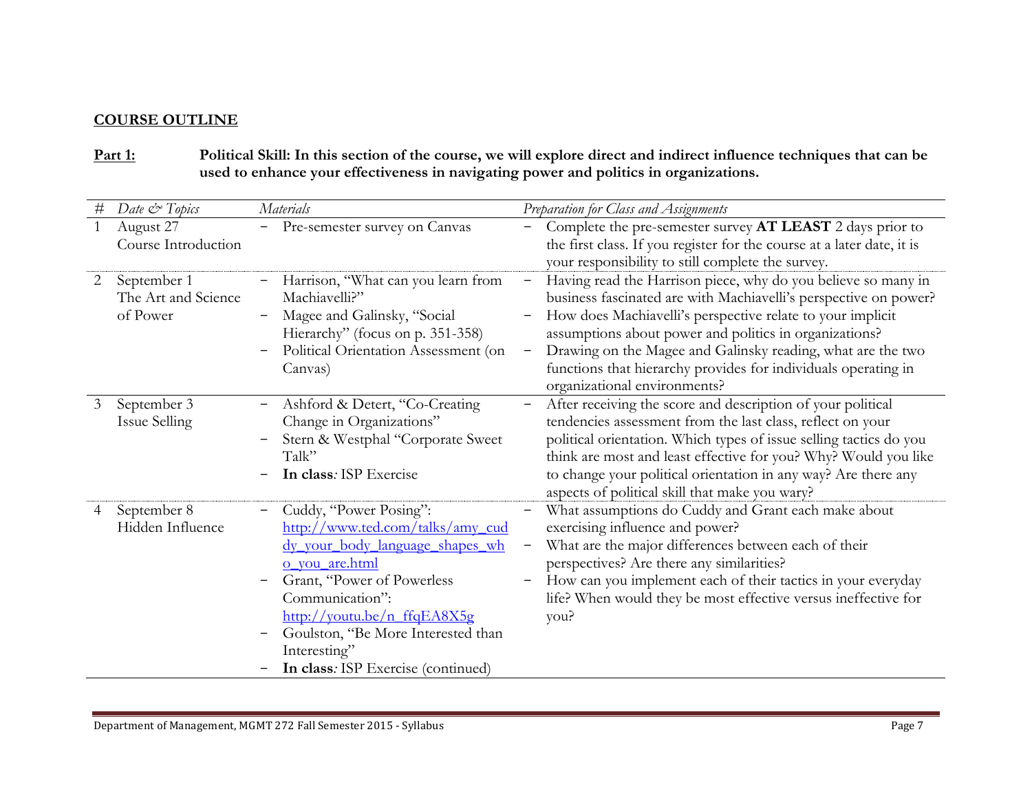## COURSE OUTLINE

**Part 1:** **Political Skill: In this section of the course, we will explore direct and indirect influence techniques that can be used to enhance your effectiveness in navigating power and politics in organizations.**

| # | *Date & Topics* | *Materials* | *Preparation for Class and Assignments* |
|---|---|---|---|
| 1 | August 27<br>Course Introduction | – Pre-semester survey on Canvas | – Complete the pre-semester survey **AT LEAST** 2 days prior to the first class. If you register for the course at a later date, it is your responsibility to still complete the survey. |
| 2 | September 1<br>The Art and Science of Power | – Harrison, "What can you learn from Machiavelli?"<br>– Magee and Galinsky, "Social Hierarchy" (focus on p. 351-358)<br>– Political Orientation Assessment (on Canvas) | – Having read the Harrison piece, why do you believe so many in business fascinated are with Machiavelli's perspective on power?<br>– How does Machiavelli's perspective relate to your implicit assumptions about power and politics in organizations?<br>– Drawing on the Magee and Galinsky reading, what are the two functions that hierarchy provides for individuals operating in organizational environments? |
| 3 | September 3<br>Issue Selling | – Ashford & Detert, "Co-Creating Change in Organizations"<br>– Stern & Westphal "Corporate Sweet Talk"<br>– **In class***:* ISP Exercise | – After receiving the score and description of your political tendencies assessment from the last class, reflect on your political orientation. Which types of issue selling tactics do you think are most and least effective for you? Why? Would you like to change your political orientation in any way? Are there any aspects of political skill that make you wary? |
| 4 | September 8<br>Hidden Influence | – Cuddy, "Power Posing": http://www.ted.com/talks/amy_cuddy_your_body_language_shapes_who_you_are.html<br>– Grant, "Power of Powerless Communication": http://youtu.be/n_ffqEA8X5g<br>– Goulston, "Be More Interested than Interesting"<br>– **In class***:* ISP Exercise (continued) | – What assumptions do Cuddy and Grant each make about exercising influence and power?<br>– What are the major differences between each of their perspectives? Are there any similarities?<br>– How can you implement each of their tactics in your everyday life? When would they be most effective versus ineffective for you? |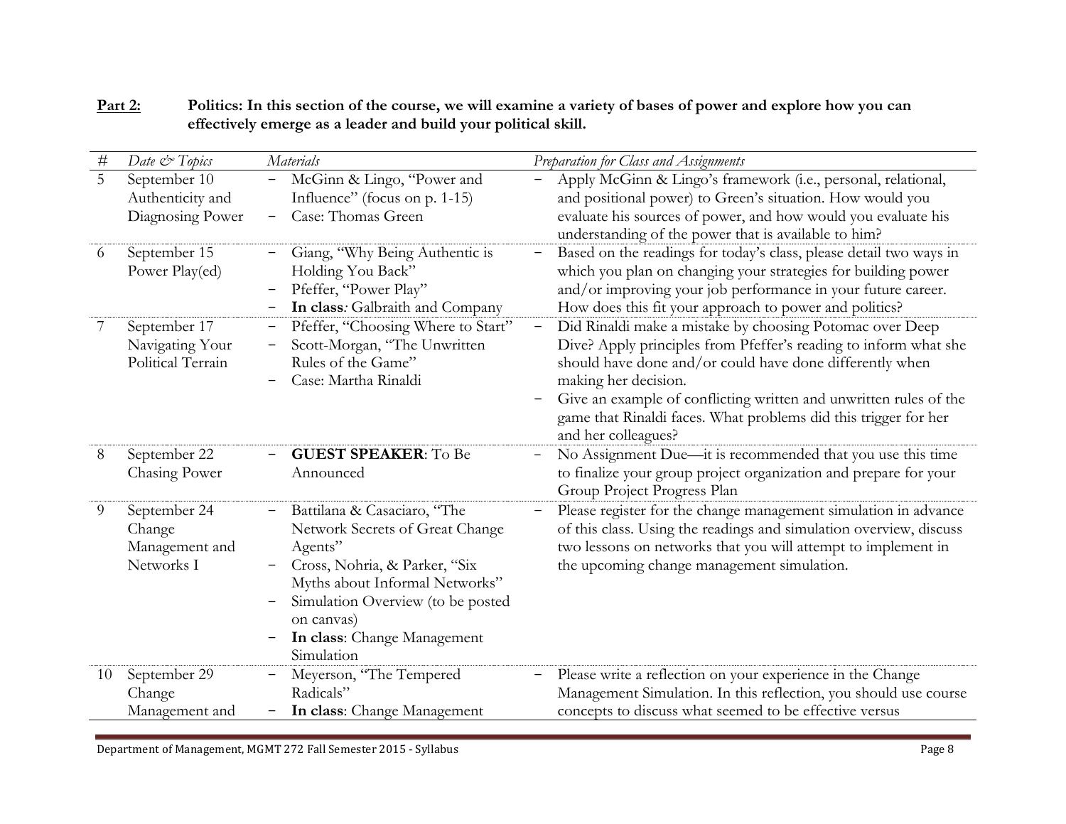**Part 2:** **Politics: In this section of the course, we will examine a variety of bases of power and explore how you can effectively emerge as a leader and build your political skill.**

| # | *Date & Topics* | *Materials* | *Preparation for Class and Assignments* |
|---|---|---|---|
| 5 | September 10<br>Authenticity and Diagnosing Power | – McGinn & Lingo, "Power and Influence" (focus on p. 1-15)<br>– Case: Thomas Green | – Apply McGinn & Lingo's framework (i.e., personal, relational, and positional power) to Green's situation. How would you evaluate his sources of power, and how would you evaluate his understanding of the power that is available to him? |
| 6 | September 15<br>Power Play(ed) | – Giang, "Why Being Authentic is Holding You Back"<br>– Pfeffer, "Power Play"<br>– **In class***:* Galbraith and Company | – Based on the readings for today's class, please detail two ways in which you plan on changing your strategies for building power and/or improving your job performance in your future career. How does this fit your approach to power and politics? |
| 7 | September 17<br>Navigating Your Political Terrain | – Pfeffer, "Choosing Where to Start"<br>– Scott-Morgan, "The Unwritten Rules of the Game"<br>– Case: Martha Rinaldi | – Did Rinaldi make a mistake by choosing Potomac over Deep Dive? Apply principles from Pfeffer's reading to inform what she should have done and/or could have done differently when making her decision.<br>– Give an example of conflicting written and unwritten rules of the game that Rinaldi faces. What problems did this trigger for her and her colleagues? |
| 8 | September 22<br>Chasing Power | – **GUEST SPEAKER**: To Be Announced | – No Assignment Due—it is recommended that you use this time to finalize your group project organization and prepare for your Group Project Progress Plan |
| 9 | September 24<br>Change Management and Networks I | – Battilana & Casaciaro, "The Network Secrets of Great Change Agents"<br>– Cross, Nohria, & Parker, "Six Myths about Informal Networks"<br>– Simulation Overview (to be posted on canvas)<br>– **In class**: Change Management Simulation | – Please register for the change management simulation in advance of this class. Using the readings and simulation overview, discuss two lessons on networks that you will attempt to implement in the upcoming change management simulation. |
| 10 | September 29<br>Change Management and | – Meyerson, "The Tempered Radicals"<br>– **In class**: Change Management | – Please write a reflection on your experience in the Change Management Simulation. In this reflection, you should use course concepts to discuss what seemed to be effective versus |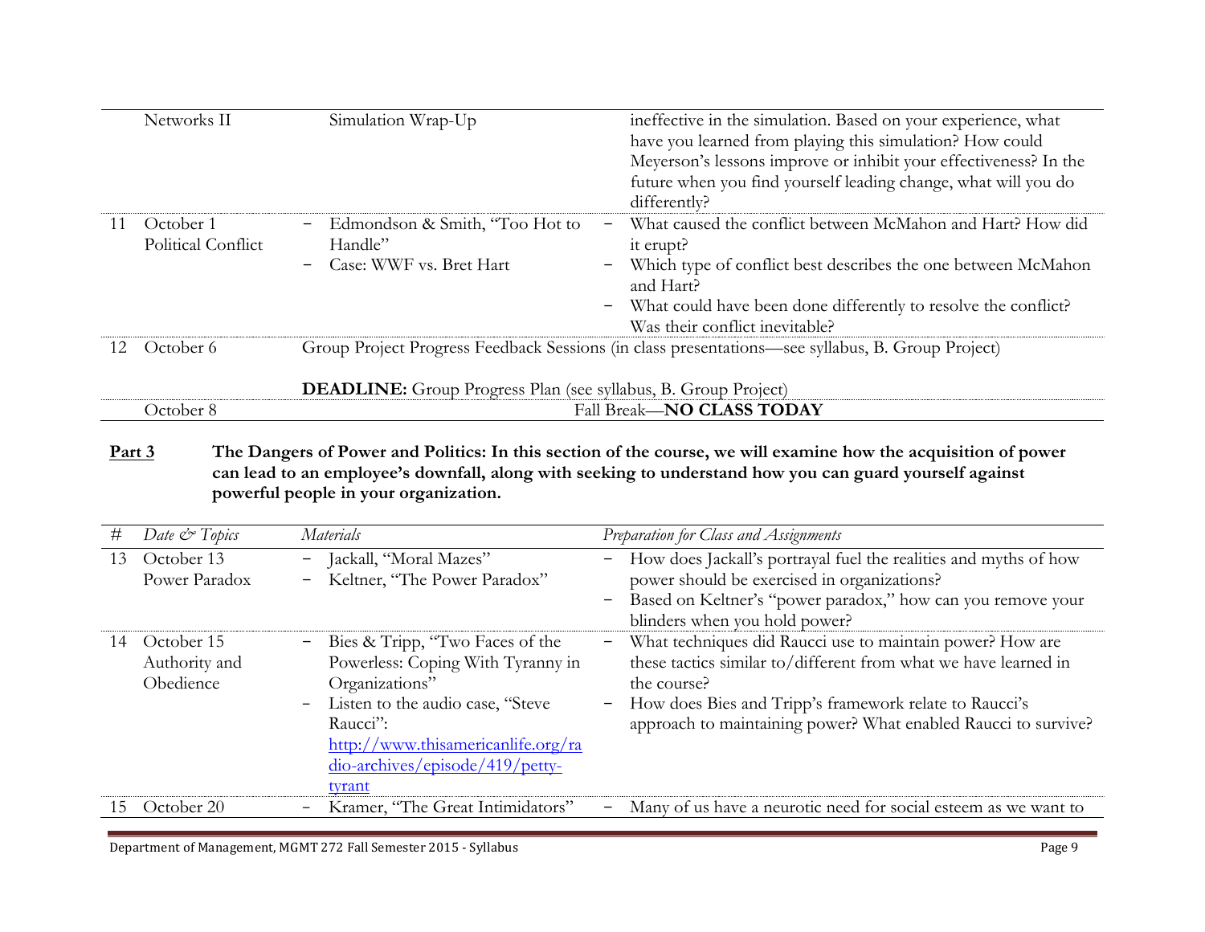| # | Date & Topics | Materials | Preparation for Class and Assignments |
|---|---|---|---|
| | Networks II | Simulation Wrap-Up | ineffective in the simulation. Based on your experience, what have you learned from playing this simulation? How could Meyerson's lessons improve or inhibit your effectiveness? In the future when you find yourself leading change, what will you do differently? |
| 11 | October 1<br>Political Conflict | − Edmondson & Smith, "Too Hot to Handle"<br>− Case: WWF vs. Bret Hart | − What caused the conflict between McMahon and Hart? How did it erupt?<br>− Which type of conflict best describes the one between McMahon and Hart?<br>− What could have been done differently to resolve the conflict? Was their conflict inevitable? |
| 12 | October 6 | Group Project Progress Feedback Sessions (in class presentations—see syllabus, B. Group Project)<br><br>**DEADLINE:** Group Progress Plan (see syllabus, B. Group Project) | |
| | October 8 | Fall Break—**NO CLASS TODAY** | |

**Part 3** **The Dangers of Power and Politics: In this section of the course, we will examine how the acquisition of power can lead to an employee's downfall, along with seeking to understand how you can guard yourself against powerful people in your organization.**

| # | *Date & Topics* | *Materials* | *Preparation for Class and Assignments* |
|---|---|---|---|
| 13 | October 13<br>Power Paradox | − Jackall, "Moral Mazes"<br>− Keltner, "The Power Paradox" | − How does Jackall's portrayal fuel the realities and myths of how power should be exercised in organizations?<br>− Based on Keltner's "power paradox," how can you remove your blinders when you hold power? |
| 14 | October 15<br>Authority and Obedience | − Bies & Tripp, "Two Faces of the Powerless: Coping With Tyranny in Organizations"<br>− Listen to the audio case, "Steve Raucci": http://www.thisamericanlife.org/radio-archives/episode/419/petty-tyrant | − What techniques did Raucci use to maintain power? How are these tactics similar to/different from what we have learned in the course?<br>− How does Bies and Tripp's framework relate to Raucci's approach to maintaining power? What enabled Raucci to survive? |
| 15 | October 20 | − Kramer, "The Great Intimidators" | − Many of us have a neurotic need for social esteem as we want to |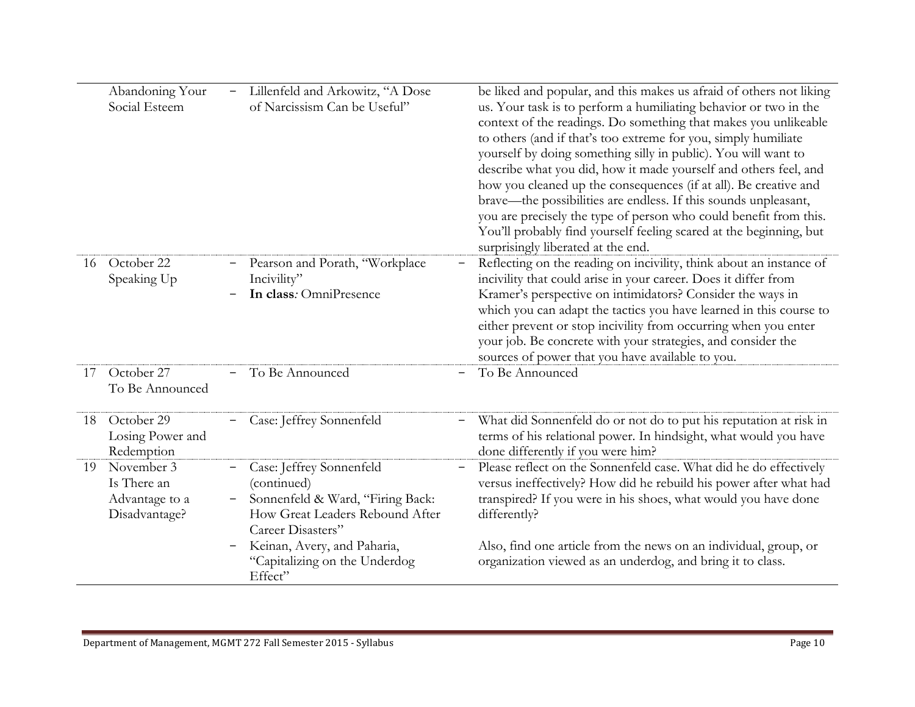| # | Date / Topic | Readings | Assignment |
|---|---|---|---|
| | Abandoning Your Social Esteem | – Lillenfeld and Arkowitz, "A Dose of Narcissism Can be Useful" | be liked and popular, and this makes us afraid of others not liking us. Your task is to perform a humiliating behavior or two in the context of the readings. Do something that makes you unlikeable to others (and if that's too extreme for you, simply humiliate yourself by doing something silly in public). You will want to describe what you did, how it made yourself and others feel, and how you cleaned up the consequences (if at all). Be creative and brave—the possibilities are endless. If this sounds unpleasant, you are precisely the type of person who could benefit from this. You'll probably find yourself feeling scared at the beginning, but surprisingly liberated at the end. |
| 16 | October 22<br>Speaking Up | – Pearson and Porath, "Workplace Incivility"<br>– **In class***:* OmniPresence | – Reflecting on the reading on incivility, think about an instance of incivility that could arise in your career. Does it differ from Kramer's perspective on intimidators? Consider the ways in which you can adapt the tactics you have learned in this course to either prevent or stop incivility from occurring when you enter your job. Be concrete with your strategies, and consider the sources of power that you have available to you. |
| 17 | October 27<br>To Be Announced | – To Be Announced | – To Be Announced |
| 18 | October 29<br>Losing Power and Redemption | – Case: Jeffrey Sonnenfeld | – What did Sonnenfeld do or not do to put his reputation at risk in terms of his relational power. In hindsight, what would you have done differently if you were him? |
| 19 | November 3<br>Is There an Advantage to a Disadvantage? | – Case: Jeffrey Sonnenfeld (continued)<br>– Sonnenfeld & Ward, "Firing Back: How Great Leaders Rebound After Career Disasters"<br>– Keinan, Avery, and Paharia, "Capitalizing on the Underdog Effect" | – Please reflect on the Sonnenfeld case. What did he do effectively versus ineffectively? How did he rebuild his power after what had transpired? If you were in his shoes, what would you have done differently?<br><br>Also, find one article from the news on an individual, group, or organization viewed as an underdog, and bring it to class. |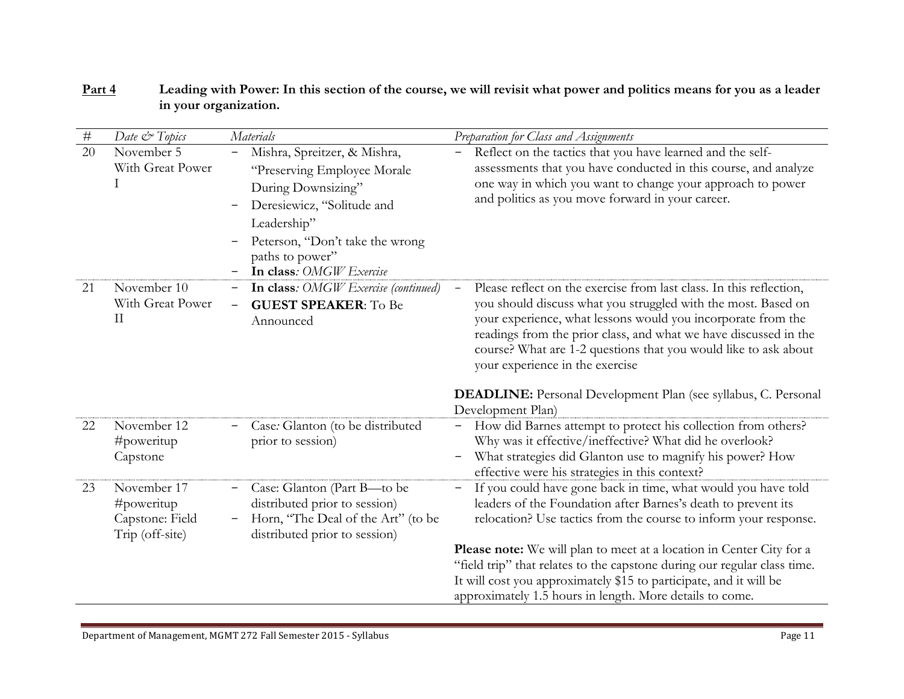**Part 4** **Leading with Power: In this section of the course, we will revisit what power and politics means for you as a leader in your organization.**

| # | *Date & Topics* | *Materials* | *Preparation for Class and Assignments* |
|---|---|---|---|
| 20 | November 5<br>With Great Power I | - Mishra, Spreitzer, & Mishra, "Preserving Employee Morale During Downsizing"<br>- Deresiewicz, "Solitude and Leadership"<br>- Peterson, "Don't take the wrong paths to power"<br>- **In class***: OMGW Exercise* | - Reflect on the tactics that you have learned and the self-assessments that you have conducted in this course, and analyze one way in which you want to change your approach to power and politics as you move forward in your career. |
| 21 | November 10<br>With Great Power II | - **In class***: OMGW Exercise (continued)*<br>- **GUEST SPEAKER**: To Be Announced | - Please reflect on the exercise from last class. In this reflection, you should discuss what you struggled with the most. Based on your experience, what lessons would you incorporate from the readings from the prior class, and what we have discussed in the course? What are 1-2 questions that you would like to ask about your experience in the exercise<br><br>**DEADLINE:** Personal Development Plan (see syllabus, C. Personal Development Plan) |
| 22 | November 12<br>#poweritup Capstone | - Case*:* Glanton (to be distributed prior to session) | - How did Barnes attempt to protect his collection from others? Why was it effective/ineffective? What did he overlook?<br>- What strategies did Glanton use to magnify his power? How effective were his strategies in this context? |
| 23 | November 17<br>#poweritup Capstone: Field Trip (off-site) | - Case: Glanton (Part B—to be distributed prior to session)<br>- Horn, "The Deal of the Art" (to be distributed prior to session) | - If you could have gone back in time, what would you have told leaders of the Foundation after Barnes's death to prevent its relocation? Use tactics from the course to inform your response.<br><br>**Please note:** We will plan to meet at a location in Center City for a "field trip" that relates to the capstone during our regular class time. It will cost you approximately $15 to participate, and it will be approximately 1.5 hours in length. More details to come. |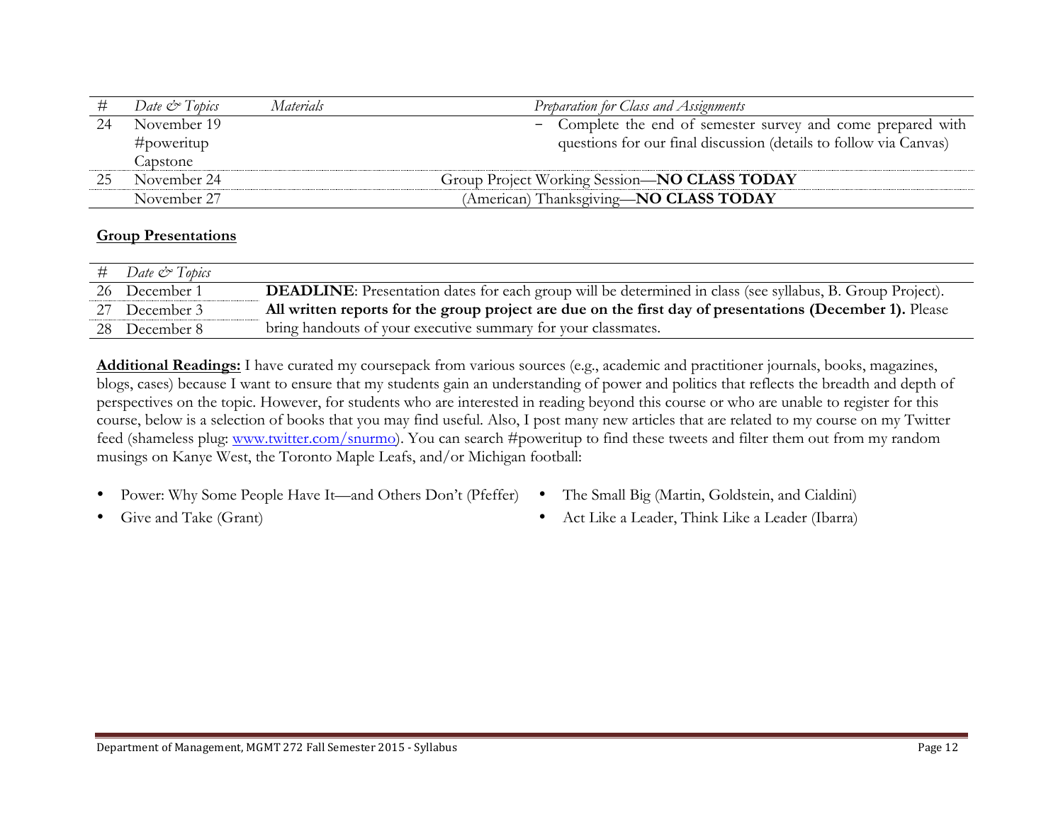| # | *Date & Topics* | *Materials* | *Preparation for Class and Assignments* |
|---|---|---|---|
| 24 | November 19 #poweritup Capstone | | - Complete the end of semester survey and come prepared with questions for our final discussion (details to follow via Canvas) |
| 25 | November 24 | | Group Project Working Session—**NO CLASS TODAY** |
| | November 27 | | (American) Thanksgiving—**NO CLASS TODAY** |

**Group Presentations**

| # | *Date & Topics* | |
|---|---|---|
| 26 | December 1 | **DEADLINE**: Presentation dates for each group will be determined in class (see syllabus, B. Group Project). **All written reports for the group project are due on the first day of presentations (December 1).** Please bring handouts of your executive summary for your classmates. |
| 27 | December 3 | |
| 28 | December 8 | |

**Additional Readings:** I have curated my coursepack from various sources (e.g., academic and practitioner journals, books, magazines, blogs, cases) because I want to ensure that my students gain an understanding of power and politics that reflects the breadth and depth of perspectives on the topic. However, for students who are interested in reading beyond this course or who are unable to register for this course, below is a selection of books that you may find useful. Also, I post many new articles that are related to my course on my Twitter feed (shameless plug: www.twitter.com/snurmo). You can search #poweritup to find these tweets and filter them out from my random musings on Kanye West, the Toronto Maple Leafs, and/or Michigan football:

- Power: Why Some People Have It—and Others Don't (Pfeffer)
- Give and Take (Grant)
- The Small Big (Martin, Goldstein, and Cialdini)
- Act Like a Leader, Think Like a Leader (Ibarra)